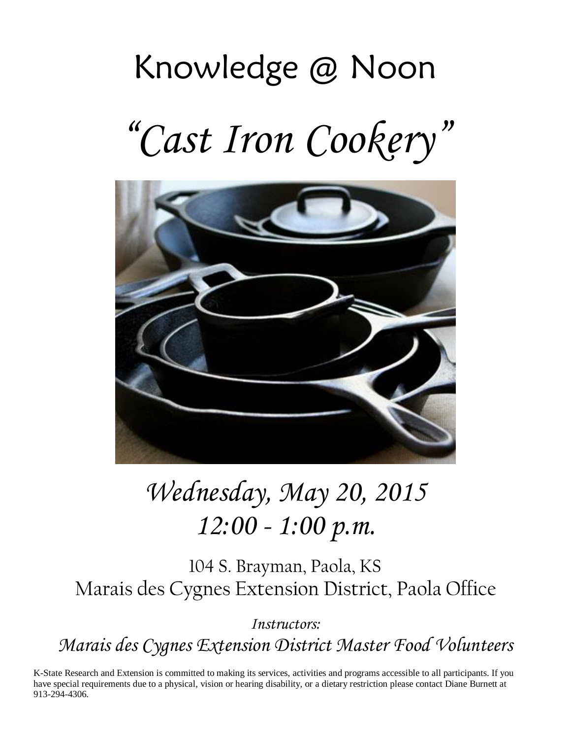# Knowledge @ Noon

## *"Cast Iron Cookery"*

*Wednesday, May 20, 2015*
*12:00 - 1:00 p.m.*

104 S. Brayman, Paola, KS
Marais des Cygnes Extension District, Paola Office

*Instructors:*
*Marais des Cygnes Extension District Master Food Volunteers*

K-State Research and Extension is committed to making its services, activities and programs accessible to all participants. If you have special requirements due to a physical, vision or hearing disability, or a dietary restriction please contact Diane Burnett at 913-294-4306.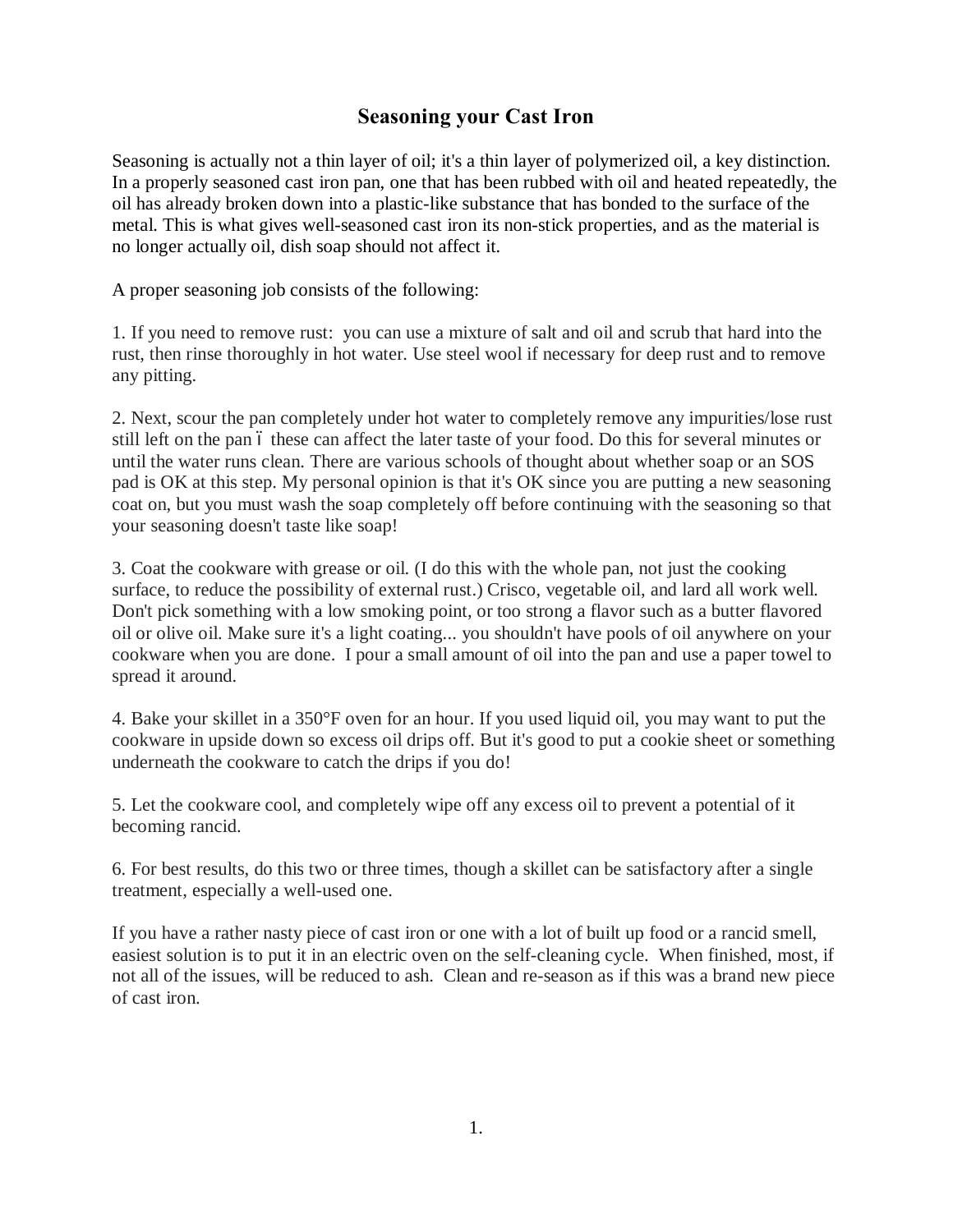# Seasoning your Cast Iron

Seasoning is actually not a thin layer of oil; it's a thin layer of polymerized oil, a key distinction. In a properly seasoned cast iron pan, one that has been rubbed with oil and heated repeatedly, the oil has already broken down into a plastic-like substance that has bonded to the surface of the metal. This is what gives well-seasoned cast iron its non-stick properties, and as the material is no longer actually oil, dish soap should not affect it.

A proper seasoning job consists of the following:

1. If you need to remove rust: you can use a mixture of salt and oil and scrub that hard into the rust, then rinse thoroughly in hot water. Use steel wool if necessary for deep rust and to remove any pitting.

2. Next, scour the pan completely under hot water to completely remove any impurities/lose rust still left on the pan ï these can affect the later taste of your food. Do this for several minutes or until the water runs clean. There are various schools of thought about whether soap or an SOS pad is OK at this step. My personal opinion is that it's OK since you are putting a new seasoning coat on, but you must wash the soap completely off before continuing with the seasoning so that your seasoning doesn't taste like soap!

3. Coat the cookware with grease or oil. (I do this with the whole pan, not just the cooking surface, to reduce the possibility of external rust.) Crisco, vegetable oil, and lard all work well. Don't pick something with a low smoking point, or too strong a flavor such as a butter flavored oil or olive oil. Make sure it's a light coating... you shouldn't have pools of oil anywhere on your cookware when you are done. I pour a small amount of oil into the pan and use a paper towel to spread it around.

4. Bake your skillet in a 350°F oven for an hour. If you used liquid oil, you may want to put the cookware in upside down so excess oil drips off. But it's good to put a cookie sheet or something underneath the cookware to catch the drips if you do!

5. Let the cookware cool, and completely wipe off any excess oil to prevent a potential of it becoming rancid.

6. For best results, do this two or three times, though a skillet can be satisfactory after a single treatment, especially a well-used one.

If you have a rather nasty piece of cast iron or one with a lot of built up food or a rancid smell, easiest solution is to put it in an electric oven on the self-cleaning cycle. When finished, most, if not all of the issues, will be reduced to ash. Clean and re-season as if this was a brand new piece of cast iron.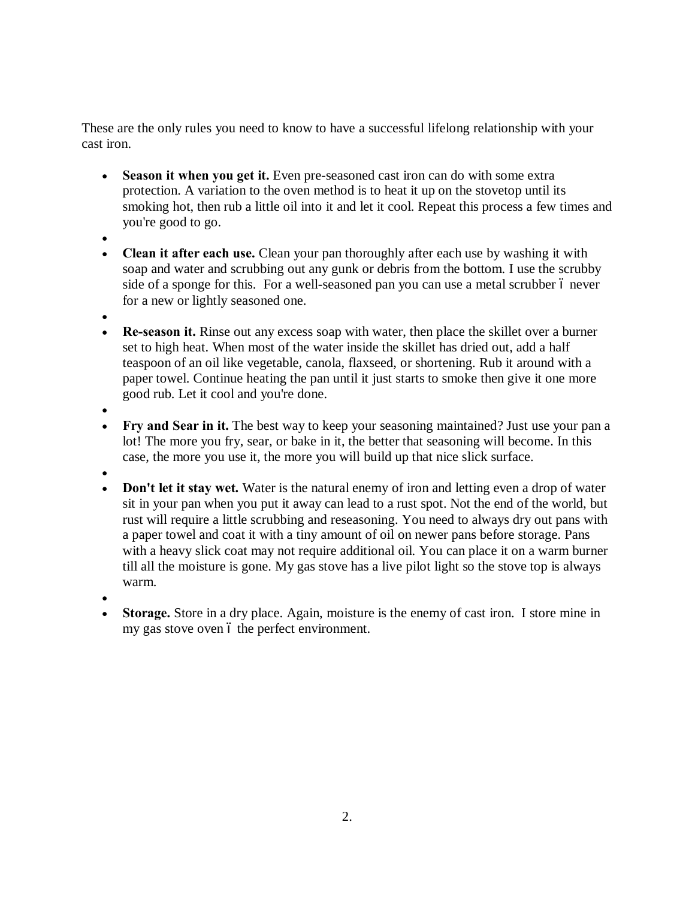These are the only rules you need to know to have a successful lifelong relationship with your cast iron.

- **Season it when you get it.** Even pre-seasoned cast iron can do with some extra protection. A variation to the oven method is to heat it up on the stovetop until its smoking hot, then rub a little oil into it and let it cool. Repeat this process a few times and you're good to go.
- **Clean it after each use.** Clean your pan thoroughly after each use by washing it with soap and water and scrubbing out any gunk or debris from the bottom. I use the scrubby side of a sponge for this. For a well-seasoned pan you can use a metal scrubber ó never for a new or lightly seasoned one.
- **Re-season it.** Rinse out any excess soap with water, then place the skillet over a burner set to high heat. When most of the water inside the skillet has dried out, add a half teaspoon of an oil like vegetable, canola, flaxseed, or shortening. Rub it around with a paper towel. Continue heating the pan until it just starts to smoke then give it one more good rub. Let it cool and you're done.
- **Fry and Sear in it.** The best way to keep your seasoning maintained? Just use your pan a lot! The more you fry, sear, or bake in it, the better that seasoning will become. In this case, the more you use it, the more you will build up that nice slick surface.
- **Don't let it stay wet.** Water is the natural enemy of iron and letting even a drop of water sit in your pan when you put it away can lead to a rust spot. Not the end of the world, but rust will require a little scrubbing and reseasoning. You need to always dry out pans with a paper towel and coat it with a tiny amount of oil on newer pans before storage. Pans with a heavy slick coat may not require additional oil. You can place it on a warm burner till all the moisture is gone. My gas stove has a live pilot light so the stove top is always warm.
- **Storage.** Store in a dry place. Again, moisture is the enemy of cast iron. I store mine in my gas stove oven ó the perfect environment.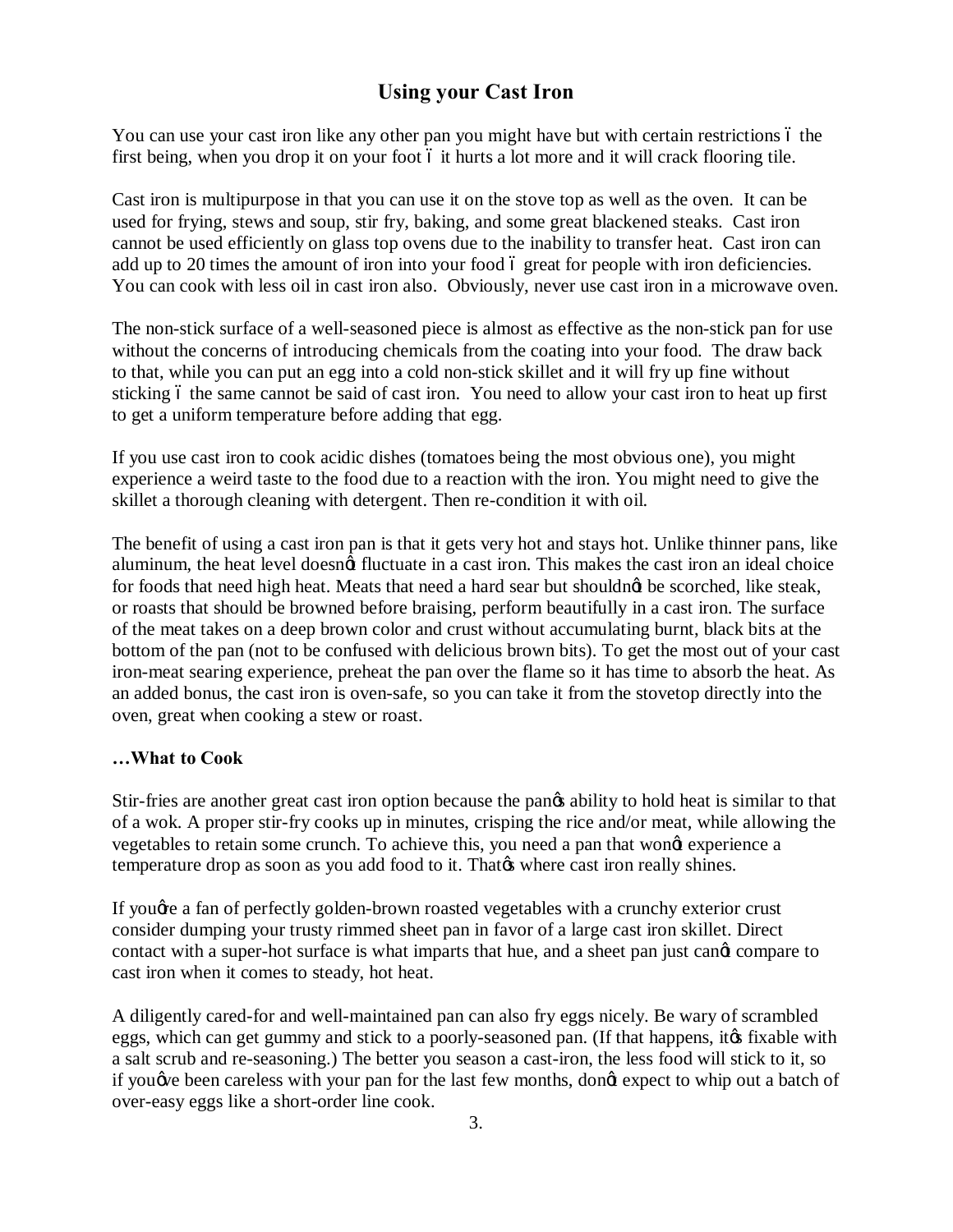## Using your Cast Iron

You can use your cast iron like any other pan you might have but with certain restrictions – the first being, when you drop it on your foot – it hurts a lot more and it will crack flooring tile.

Cast iron is multipurpose in that you can use it on the stove top as well as the oven. It can be used for frying, stews and soup, stir fry, baking, and some great blackened steaks. Cast iron cannot be used efficiently on glass top ovens due to the inability to transfer heat. Cast iron can add up to 20 times the amount of iron into your food – great for people with iron deficiencies. You can cook with less oil in cast iron also. Obviously, never use cast iron in a microwave oven.

The non-stick surface of a well-seasoned piece is almost as effective as the non-stick pan for use without the concerns of introducing chemicals from the coating into your food. The draw back to that, while you can put an egg into a cold non-stick skillet and it will fry up fine without sticking – the same cannot be said of cast iron. You need to allow your cast iron to heat up first to get a uniform temperature before adding that egg.

If you use cast iron to cook acidic dishes (tomatoes being the most obvious one), you might experience a weird taste to the food due to a reaction with the iron. You might need to give the skillet a thorough cleaning with detergent. Then re-condition it with oil.

The benefit of using a cast iron pan is that it gets very hot and stays hot. Unlike thinner pans, like aluminum, the heat level doesn't fluctuate in a cast iron. This makes the cast iron an ideal choice for foods that need high heat. Meats that need a hard sear but shouldn't be scorched, like steak, or roasts that should be browned before braising, perform beautifully in a cast iron. The surface of the meat takes on a deep brown color and crust without accumulating burnt, black bits at the bottom of the pan (not to be confused with delicious brown bits). To get the most out of your cast iron-meat searing experience, preheat the pan over the flame so it has time to absorb the heat. As an added bonus, the cast iron is oven-safe, so you can take it from the stovetop directly into the oven, great when cooking a stew or roast.

**…What to Cook**

Stir-fries are another great cast iron option because the pan's ability to hold heat is similar to that of a wok. A proper stir-fry cooks up in minutes, crisping the rice and/or meat, while allowing the vegetables to retain some crunch. To achieve this, you need a pan that won't experience a temperature drop as soon as you add food to it. That's where cast iron really shines.

If you're a fan of perfectly golden-brown roasted vegetables with a crunchy exterior crust consider dumping your trusty rimmed sheet pan in favor of a large cast iron skillet. Direct contact with a super-hot surface is what imparts that hue, and a sheet pan just can't compare to cast iron when it comes to steady, hot heat.

A diligently cared-for and well-maintained pan can also fry eggs nicely. Be wary of scrambled eggs, which can get gummy and stick to a poorly-seasoned pan. (If that happens, it's fixable with a salt scrub and re-seasoning.) The better you season a cast-iron, the less food will stick to it, so if you've been careless with your pan for the last few months, don't expect to whip out a batch of over-easy eggs like a short-order line cook.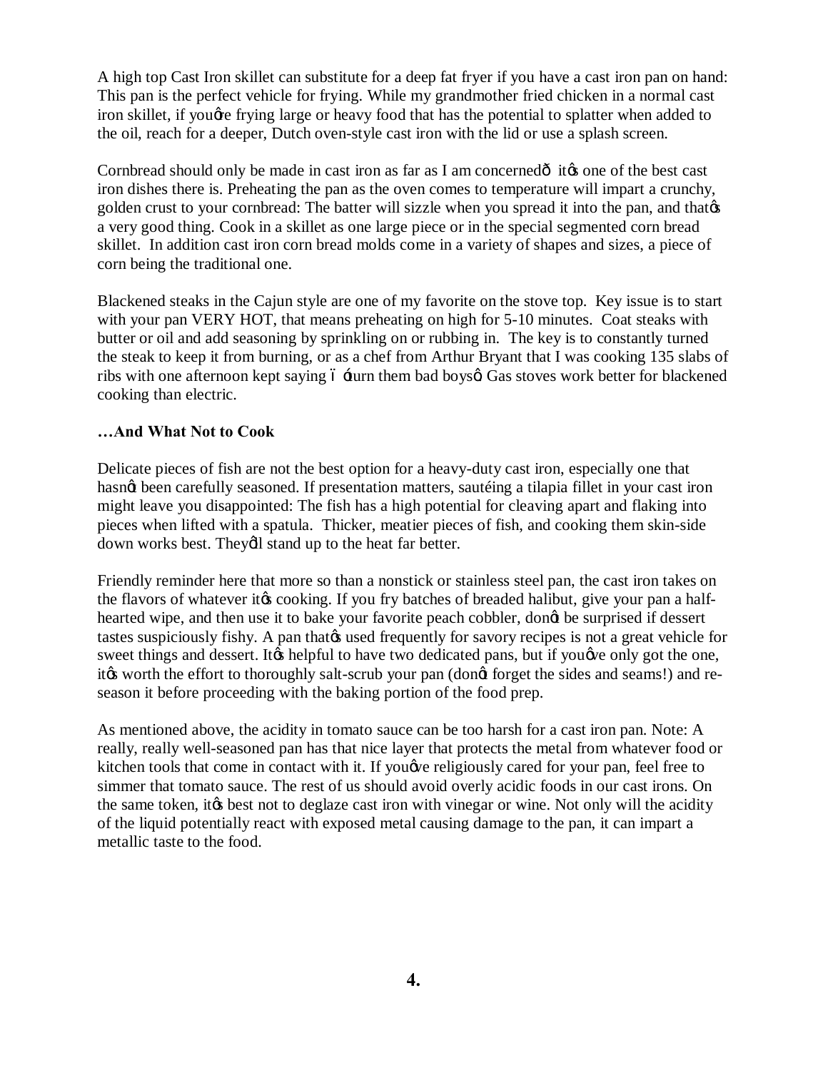A high top Cast Iron skillet can substitute for a deep fat fryer if you have a cast iron pan on hand: This pan is the perfect vehicle for frying. While my grandmother fried chicken in a normal cast iron skillet, if you're frying large or heavy food that has the potential to splatter when added to the oil, reach for a deeper, Dutch oven-style cast iron with the lid or use a splash screen.

Cornbread should only be made in cast iron as far as I am concerned— it's one of the best cast iron dishes there is. Preheating the pan as the oven comes to temperature will impart a crunchy, golden crust to your cornbread: The batter will sizzle when you spread it into the pan, and that's a very good thing. Cook in a skillet as one large piece or in the special segmented corn bread skillet. In addition cast iron corn bread molds come in a variety of shapes and sizes, a piece of corn being the traditional one.

Blackened steaks in the Cajun style are one of my favorite on the stove top. Key issue is to start with your pan VERY HOT, that means preheating on high for 5-10 minutes. Coat steaks with butter or oil and add seasoning by sprinkling on or rubbing in. The key is to constantly turned the steak to keep it from burning, or as a chef from Arthur Bryant that I was cooking 135 slabs of ribs with one afternoon kept saying – 'turn them bad boys" Gas stoves work better for blackened cooking than electric.

**…And What Not to Cook**

Delicate pieces of fish are not the best option for a heavy-duty cast iron, especially one that hasn't been carefully seasoned. If presentation matters, sautéing a tilapia fillet in your cast iron might leave you disappointed: The fish has a high potential for cleaving apart and flaking into pieces when lifted with a spatula. Thicker, meatier pieces of fish, and cooking them skin-side down works best. They'll stand up to the heat far better.

Friendly reminder here that more so than a nonstick or stainless steel pan, the cast iron takes on the flavors of whatever it's cooking. If you fry batches of breaded halibut, give your pan a half-hearted wipe, and then use it to bake your favorite peach cobbler, don't be surprised if dessert tastes suspiciously fishy. A pan that's used frequently for savory recipes is not a great vehicle for sweet things and dessert. It's helpful to have two dedicated pans, but if you've only got the one, it's worth the effort to thoroughly salt-scrub your pan (don't forget the sides and seams!) and re-season it before proceeding with the baking portion of the food prep.

As mentioned above, the acidity in tomato sauce can be too harsh for a cast iron pan. Note: A really, really well-seasoned pan has that nice layer that protects the metal from whatever food or kitchen tools that come in contact with it. If you've religiously cared for your pan, feel free to simmer that tomato sauce. The rest of us should avoid overly acidic foods in our cast irons. On the same token, it's best not to deglaze cast iron with vinegar or wine. Not only will the acidity of the liquid potentially react with exposed metal causing damage to the pan, it can impart a metallic taste to the food.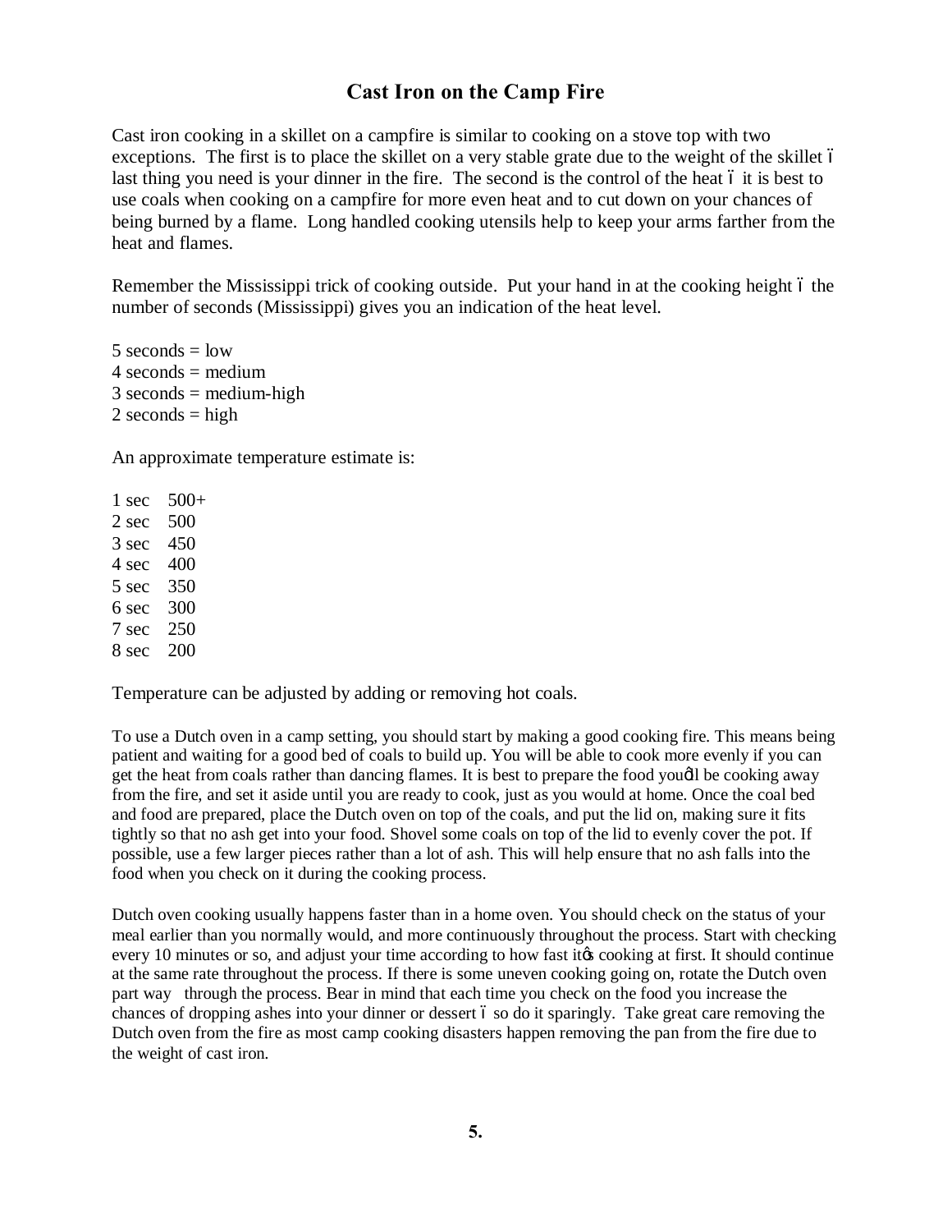## Cast Iron on the Camp Fire

Cast iron cooking in a skillet on a campfire is similar to cooking on a stove top with two exceptions. The first is to place the skillet on a very stable grate due to the weight of the skillet – last thing you need is your dinner in the fire. The second is the control of the heat – it is best to use coals when cooking on a campfire for more even heat and to cut down on your chances of being burned by a flame. Long handled cooking utensils help to keep your arms farther from the heat and flames.

Remember the Mississippi trick of cooking outside. Put your hand in at the cooking height – the number of seconds (Mississippi) gives you an indication of the heat level.

5 seconds = low
4 seconds = medium
3 seconds = medium-high
2 seconds = high

An approximate temperature estimate is:

1 sec 500+
2 sec 500
3 sec 450
4 sec 400
5 sec 350
6 sec 300
7 sec 250
8 sec 200

Temperature can be adjusted by adding or removing hot coals.

To use a Dutch oven in a camp setting, you should start by making a good cooking fire. This means being patient and waiting for a good bed of coals to build up. You will be able to cook more evenly if you can get the heat from coals rather than dancing flames. It is best to prepare the food you'll be cooking away from the fire, and set it aside until you are ready to cook, just as you would at home. Once the coal bed and food are prepared, place the Dutch oven on top of the coals, and put the lid on, making sure it fits tightly so that no ash get into your food. Shovel some coals on top of the lid to evenly cover the pot. If possible, use a few larger pieces rather than a lot of ash. This will help ensure that no ash falls into the food when you check on it during the cooking process.

Dutch oven cooking usually happens faster than in a home oven. You should check on the status of your meal earlier than you normally would, and more continuously throughout the process. Start with checking every 10 minutes or so, and adjust your time according to how fast it's cooking at first. It should continue at the same rate throughout the process. If there is some uneven cooking going on, rotate the Dutch oven part way through the process. Bear in mind that each time you check on the food you increase the chances of dropping ashes into your dinner or dessert – so do it sparingly. Take great care removing the Dutch oven from the fire as most camp cooking disasters happen removing the pan from the fire due to the weight of cast iron.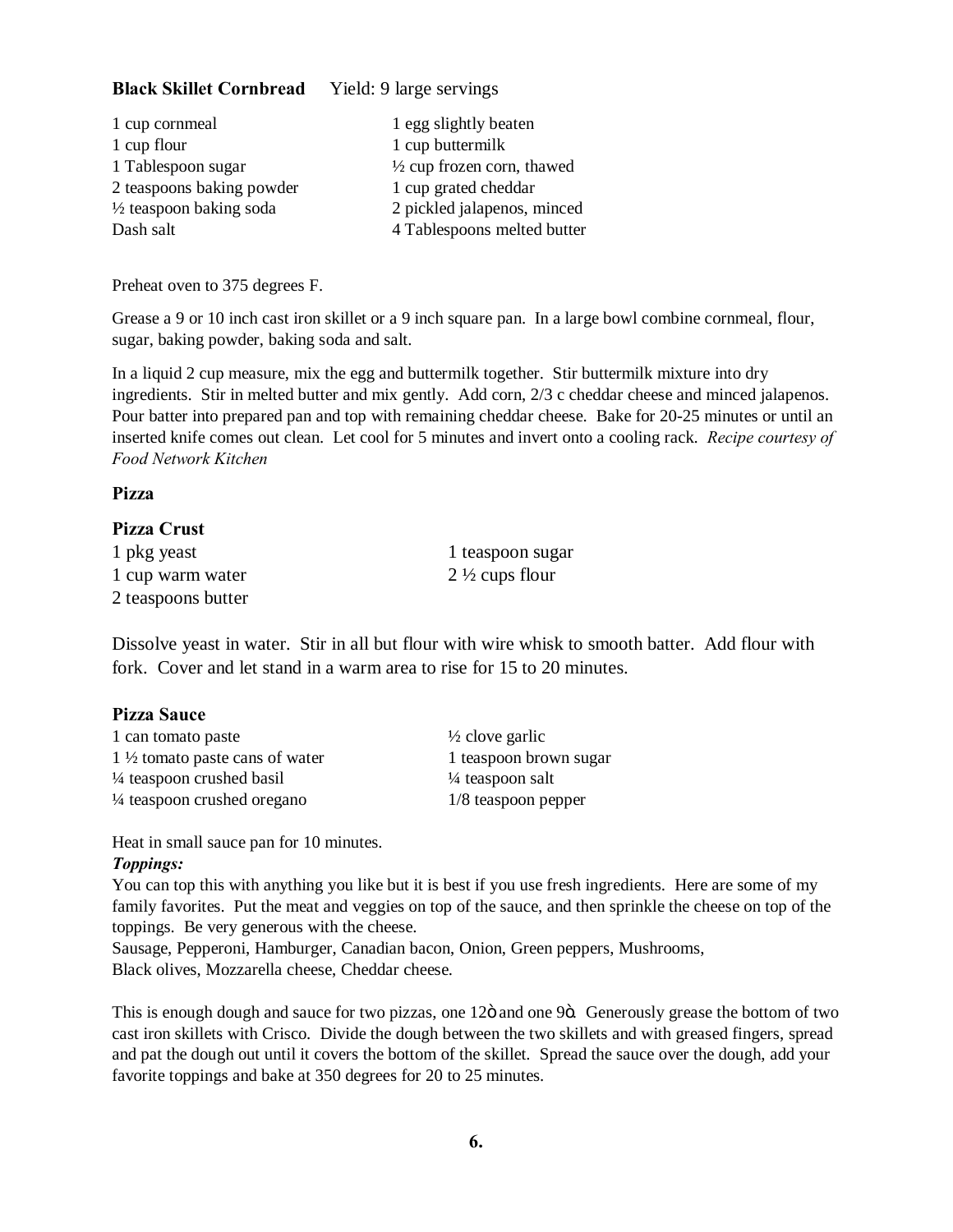**Black Skillet Cornbread** Yield: 9 large servings

1 cup cornmeal
1 cup flour
1 Tablespoon sugar
2 teaspoons baking powder
½ teaspoon baking soda
Dash salt
1 egg slightly beaten
1 cup buttermilk
½ cup frozen corn, thawed
1 cup grated cheddar
2 pickled jalapenos, minced
4 Tablespoons melted butter

Preheat oven to 375 degrees F.

Grease a 9 or 10 inch cast iron skillet or a 9 inch square pan. In a large bowl combine cornmeal, flour, sugar, baking powder, baking soda and salt.

In a liquid 2 cup measure, mix the egg and buttermilk together. Stir buttermilk mixture into dry ingredients. Stir in melted butter and mix gently. Add corn, 2/3 c cheddar cheese and minced jalapenos. Pour batter into prepared pan and top with remaining cheddar cheese. Bake for 20-25 minutes or until an inserted knife comes out clean. Let cool for 5 minutes and invert onto a cooling rack. *Recipe courtesy of Food Network Kitchen*

**Pizza**

**Pizza Crust**

1 pkg yeast
1 cup warm water
2 teaspoons butter
1 teaspoon sugar
2 ½ cups flour

Dissolve yeast in water. Stir in all but flour with wire whisk to smooth batter. Add flour with fork. Cover and let stand in a warm area to rise for 15 to 20 minutes.

**Pizza Sauce**

1 can tomato paste
1 ½ tomato paste cans of water
¼ teaspoon crushed basil
¼ teaspoon crushed oregano
½ clove garlic
1 teaspoon brown sugar
¼ teaspoon salt
1/8 teaspoon pepper

Heat in small sauce pan for 10 minutes.

***Toppings:***

You can top this with anything you like but it is best if you use fresh ingredients. Here are some of my family favorites. Put the meat and veggies on top of the sauce, and then sprinkle the cheese on top of the toppings. Be very generous with the cheese.

Sausage, Pepperoni, Hamburger, Canadian bacon, Onion, Green peppers, Mushrooms, Black olives, Mozzarella cheese, Cheddar cheese.

This is enough dough and sauce for two pizzas, one 12ö and one 9ö. Generously grease the bottom of two cast iron skillets with Crisco. Divide the dough between the two skillets and with greased fingers, spread and pat the dough out until it covers the bottom of the skillet. Spread the sauce over the dough, add your favorite toppings and bake at 350 degrees for 20 to 25 minutes.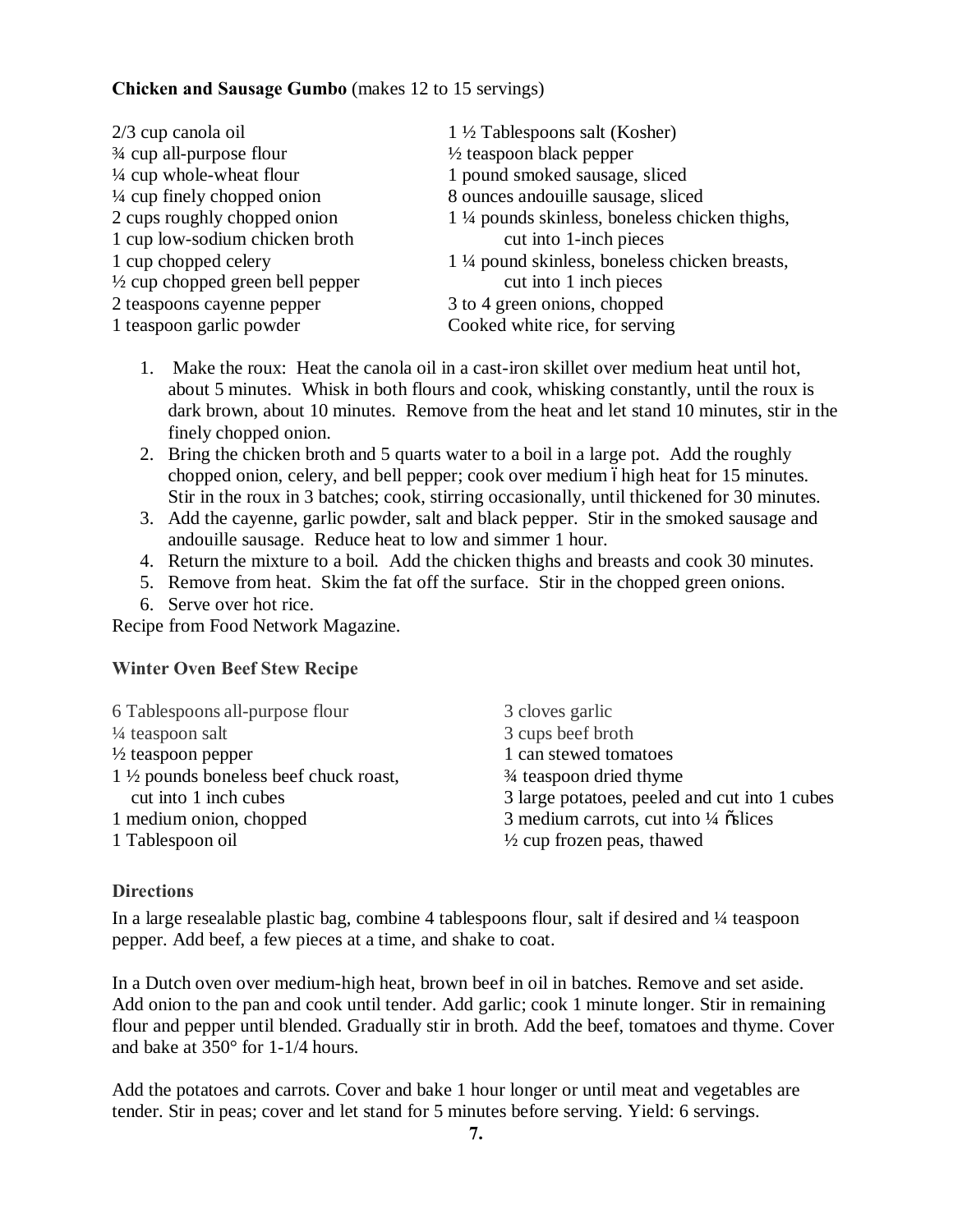**Chicken and Sausage Gumbo** (makes 12 to 15 servings)

- 2/3 cup canola oil
- ¾ cup all-purpose flour
- ¼ cup whole-wheat flour
- ¼ cup finely chopped onion
- 2 cups roughly chopped onion
- 1 cup low-sodium chicken broth
- 1 cup chopped celery
- ½ cup chopped green bell pepper
- 2 teaspoons cayenne pepper
- 1 teaspoon garlic powder
- 1 ½ Tablespoons salt (Kosher)
- ½ teaspoon black pepper
- 1 pound smoked sausage, sliced
- 8 ounces andouille sausage, sliced
- 1 ¼ pounds skinless, boneless chicken thighs, cut into 1-inch pieces
- 1 ¼ pound skinless, boneless chicken breasts, cut into 1 inch pieces
- 3 to 4 green onions, chopped
- Cooked white rice, for serving

1. Make the roux: Heat the canola oil in a cast-iron skillet over medium heat until hot, about 5 minutes. Whisk in both flours and cook, whisking constantly, until the roux is dark brown, about 10 minutes. Remove from the heat and let stand 10 minutes, stir in the finely chopped onion.
2. Bring the chicken broth and 5 quarts water to a boil in a large pot. Add the roughly chopped onion, celery, and bell pepper; cook over medium ï high heat for 15 minutes. Stir in the roux in 3 batches; cook, stirring occasionally, until thickened for 30 minutes.
3. Add the cayenne, garlic powder, salt and black pepper. Stir in the smoked sausage and andouille sausage. Reduce heat to low and simmer 1 hour.
4. Return the mixture to a boil. Add the chicken thighs and breasts and cook 30 minutes.
5. Remove from heat. Skim the fat off the surface. Stir in the chopped green onions.
6. Serve over hot rice.

Recipe from Food Network Magazine.

**Winter Oven Beef Stew Recipe**

- 6 Tablespoons all-purpose flour
- ¼ teaspoon salt
- ½ teaspoon pepper
- 1 ½ pounds boneless beef chuck roast, cut into 1 inch cubes
- 1 medium onion, chopped
- 1 Tablespoon oil
- 3 cloves garlic
- 3 cups beef broth
- 1 can stewed tomatoes
- ¾ teaspoon dried thyme
- 3 large potatoes, peeled and cut into 1 cubes
- 3 medium carrots, cut into ¼ õslices
- ½ cup frozen peas, thawed

**Directions**

In a large resealable plastic bag, combine 4 tablespoons flour, salt if desired and ¼ teaspoon pepper. Add beef, a few pieces at a time, and shake to coat.

In a Dutch oven over medium-high heat, brown beef in oil in batches. Remove and set aside. Add onion to the pan and cook until tender. Add garlic; cook 1 minute longer. Stir in remaining flour and pepper until blended. Gradually stir in broth. Add the beef, tomatoes and thyme. Cover and bake at 350° for 1-1/4 hours.

Add the potatoes and carrots. Cover and bake 1 hour longer or until meat and vegetables are tender. Stir in peas; cover and let stand for 5 minutes before serving. Yield: 6 servings.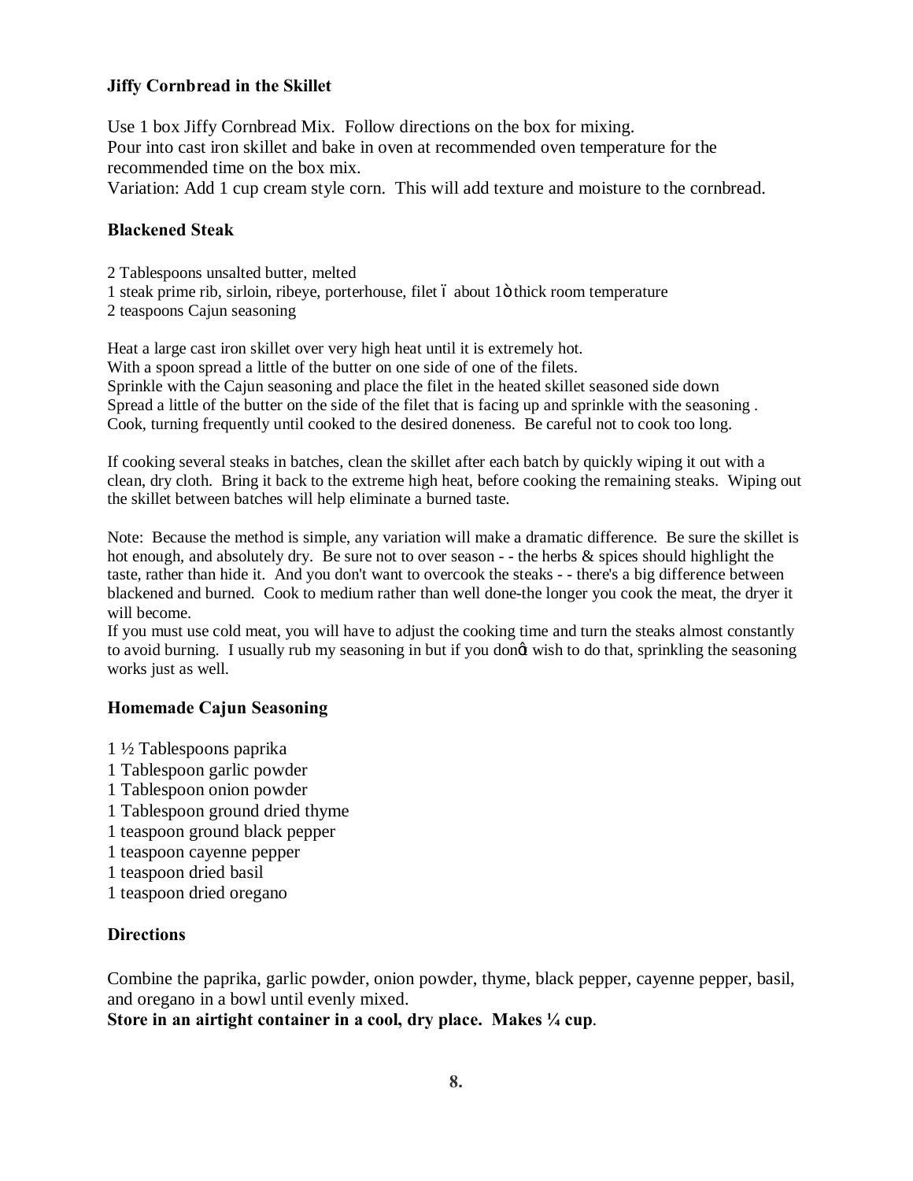### Jiffy Cornbread in the Skillet

Use 1 box Jiffy Cornbread Mix. Follow directions on the box for mixing.
Pour into cast iron skillet and bake in oven at recommended oven temperature for the recommended time on the box mix.
Variation: Add 1 cup cream style corn. This will add texture and moisture to the cornbread.

### Blackened Steak

2 Tablespoons unsalted butter, melted
1 steak prime rib, sirloin, ribeye, porterhouse, filet ó about 1ö thick room temperature
2 teaspoons Cajun seasoning

Heat a large cast iron skillet over very high heat until it is extremely hot.
With a spoon spread a little of the butter on one side of one of the filets.
Sprinkle with the Cajun seasoning and place the filet in the heated skillet seasoned side down
Spread a little of the butter on the side of the filet that is facing up and sprinkle with the seasoning .
Cook, turning frequently until cooked to the desired doneness. Be careful not to cook too long.

If cooking several steaks in batches, clean the skillet after each batch by quickly wiping it out with a clean, dry cloth. Bring it back to the extreme high heat, before cooking the remaining steaks. Wiping out the skillet between batches will help eliminate a burned taste.

Note: Because the method is simple, any variation will make a dramatic difference. Be sure the skillet is hot enough, and absolutely dry. Be sure not to over season - - the herbs & spices should highlight the taste, rather than hide it. And you don't want to overcook the steaks - - there's a big difference between blackened and burned. Cook to medium rather than well done-the longer you cook the meat, the dryer it will become.
If you must use cold meat, you will have to adjust the cooking time and turn the steaks almost constantly to avoid burning. I usually rub my seasoning in but if you donøt wish to do that, sprinkling the seasoning works just as well.

### Homemade Cajun Seasoning

1 ½ Tablespoons paprika
1 Tablespoon garlic powder
1 Tablespoon onion powder
1 Tablespoon ground dried thyme
1 teaspoon ground black pepper
1 teaspoon cayenne pepper
1 teaspoon dried basil
1 teaspoon dried oregano

### Directions

Combine the paprika, garlic powder, onion powder, thyme, black pepper, cayenne pepper, basil, and oregano in a bowl until evenly mixed.
**Store in an airtight container in a cool, dry place. Makes ¼ cup**.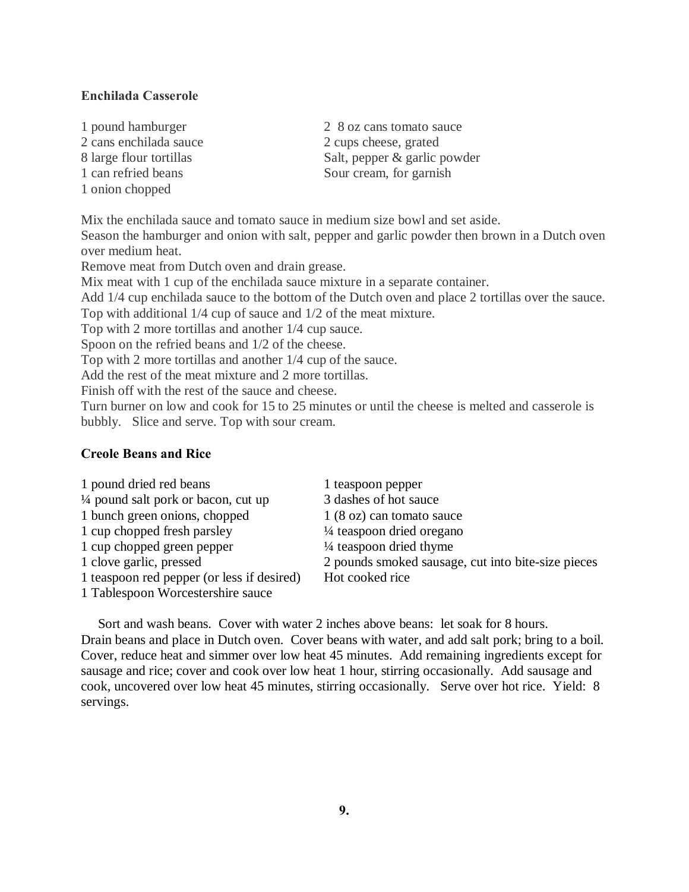**Enchilada Casserole**

1 pound hamburger
2 cans enchilada sauce
8 large flour tortillas
1 can refried beans
1 onion chopped
2 8 oz cans tomato sauce
2 cups cheese, grated
Salt, pepper & garlic powder
Sour cream, for garnish

Mix the enchilada sauce and tomato sauce in medium size bowl and set aside.
Season the hamburger and onion with salt, pepper and garlic powder then brown in a Dutch oven over medium heat.
Remove meat from Dutch oven and drain grease.
Mix meat with 1 cup of the enchilada sauce mixture in a separate container.
Add 1/4 cup enchilada sauce to the bottom of the Dutch oven and place 2 tortillas over the sauce.
Top with additional 1/4 cup of sauce and 1/2 of the meat mixture.
Top with 2 more tortillas and another 1/4 cup sauce.
Spoon on the refried beans and 1/2 of the cheese.
Top with 2 more tortillas and another 1/4 cup of the sauce.
Add the rest of the meat mixture and 2 more tortillas.
Finish off with the rest of the sauce and cheese.
Turn burner on low and cook for 15 to 25 minutes or until the cheese is melted and casserole is bubbly. Slice and serve. Top with sour cream.

**Creole Beans and Rice**

1 pound dried red beans
¼ pound salt pork or bacon, cut up
1 bunch green onions, chopped
1 cup chopped fresh parsley
1 cup chopped green pepper
1 clove garlic, pressed
1 teaspoon red pepper (or less if desired)
1 Tablespoon Worcestershire sauce
1 teaspoon pepper
3 dashes of hot sauce
1 (8 oz) can tomato sauce
¼ teaspoon dried oregano
¼ teaspoon dried thyme
2 pounds smoked sausage, cut into bite-size pieces
Hot cooked rice

Sort and wash beans. Cover with water 2 inches above beans: let soak for 8 hours. Drain beans and place in Dutch oven. Cover beans with water, and add salt pork; bring to a boil. Cover, reduce heat and simmer over low heat 45 minutes. Add remaining ingredients except for sausage and rice; cover and cook over low heat 1 hour, stirring occasionally. Add sausage and cook, uncovered over low heat 45 minutes, stirring occasionally. Serve over hot rice. Yield: 8 servings.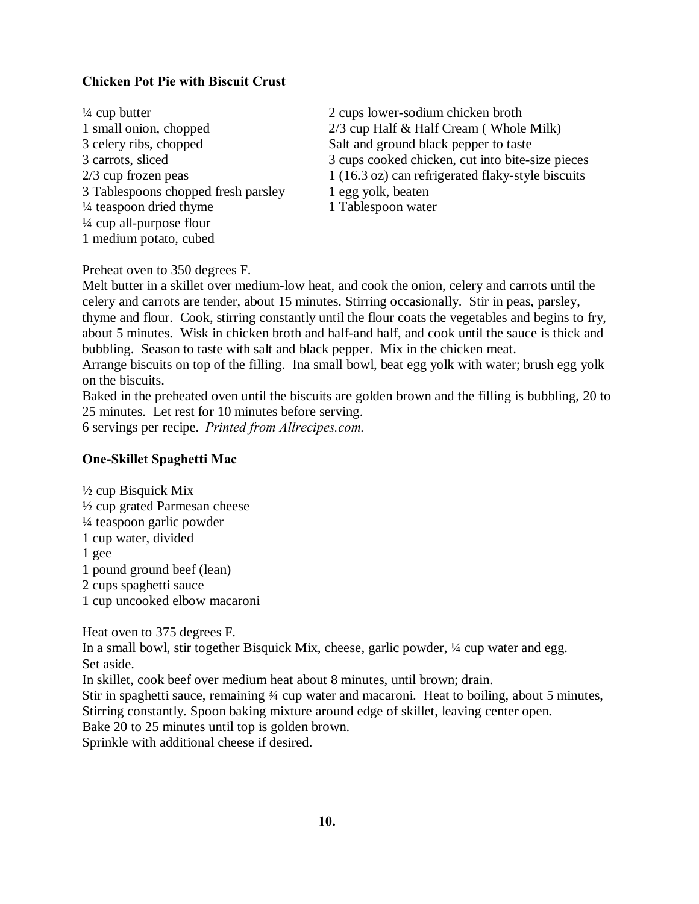**Chicken Pot Pie with Biscuit Crust**

¼ cup butter
1 small onion, chopped
3 celery ribs, chopped
3 carrots, sliced
2/3 cup frozen peas
3 Tablespoons chopped fresh parsley
¼ teaspoon dried thyme
¼ cup all-purpose flour
1 medium potato, cubed
2 cups lower-sodium chicken broth
2/3 cup Half & Half Cream ( Whole Milk)
Salt and ground black pepper to taste
3 cups cooked chicken, cut into bite-size pieces
1 (16.3 oz) can refrigerated flaky-style biscuits
1 egg yolk, beaten
1 Tablespoon water

Preheat oven to 350 degrees F.
Melt butter in a skillet over medium-low heat, and cook the onion, celery and carrots until the celery and carrots are tender, about 15 minutes. Stirring occasionally. Stir in peas, parsley, thyme and flour. Cook, stirring constantly until the flour coats the vegetables and begins to fry, about 5 minutes. Wisk in chicken broth and half-and half, and cook until the sauce is thick and bubbling. Season to taste with salt and black pepper. Mix in the chicken meat.
Arrange biscuits on top of the filling. Ina small bowl, beat egg yolk with water; brush egg yolk on the biscuits.
Baked in the preheated oven until the biscuits are golden brown and the filling is bubbling, 20 to 25 minutes. Let rest for 10 minutes before serving.
6 servings per recipe. *Printed from Allrecipes.com.*

**One-Skillet Spaghetti Mac**

½ cup Bisquick Mix
½ cup grated Parmesan cheese
¼ teaspoon garlic powder
1 cup water, divided
1 gee
1 pound ground beef (lean)
2 cups spaghetti sauce
1 cup uncooked elbow macaroni

Heat oven to 375 degrees F.
In a small bowl, stir together Bisquick Mix, cheese, garlic powder, ¼ cup water and egg.
Set aside.
In skillet, cook beef over medium heat about 8 minutes, until brown; drain.
Stir in spaghetti sauce, remaining ¾ cup water and macaroni. Heat to boiling, about 5 minutes, Stirring constantly. Spoon baking mixture around edge of skillet, leaving center open.
Bake 20 to 25 minutes until top is golden brown.
Sprinkle with additional cheese if desired.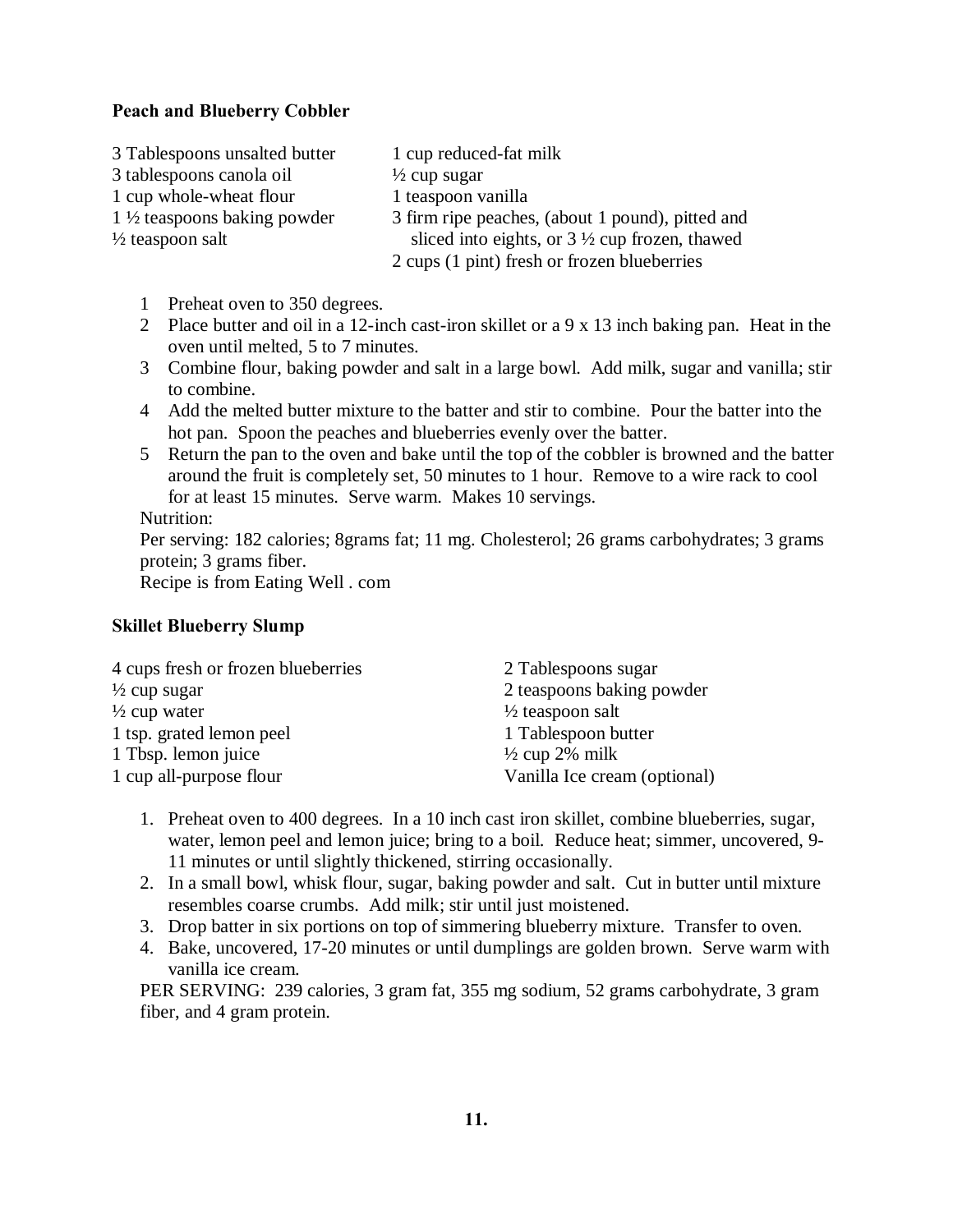**Peach and Blueberry Cobbler**

3 Tablespoons unsalted butter
3 tablespoons canola oil
1 cup whole-wheat flour
1 ½ teaspoons baking powder
½ teaspoon salt
1 cup reduced-fat milk
½ cup sugar
1 teaspoon vanilla
3 firm ripe peaches, (about 1 pound), pitted and sliced into eights, or 3 ½ cup frozen, thawed
2 cups (1 pint) fresh or frozen blueberries

1. Preheat oven to 350 degrees.
2. Place butter and oil in a 12-inch cast-iron skillet or a 9 x 13 inch baking pan. Heat in the oven until melted, 5 to 7 minutes.
3. Combine flour, baking powder and salt in a large bowl. Add milk, sugar and vanilla; stir to combine.
4. Add the melted butter mixture to the batter and stir to combine. Pour the batter into the hot pan. Spoon the peaches and blueberries evenly over the batter.
5. Return the pan to the oven and bake until the top of the cobbler is browned and the batter around the fruit is completely set, 50 minutes to 1 hour. Remove to a wire rack to cool for at least 15 minutes. Serve warm. Makes 10 servings.

Nutrition:
Per serving: 182 calories; 8grams fat; 11 mg. Cholesterol; 26 grams carbohydrates; 3 grams protein; 3 grams fiber.
Recipe is from Eating Well . com

**Skillet Blueberry Slump**

4 cups fresh or frozen blueberries
½ cup sugar
½ cup water
1 tsp. grated lemon peel
1 Tbsp. lemon juice
1 cup all-purpose flour
2 Tablespoons sugar
2 teaspoons baking powder
½ teaspoon salt
1 Tablespoon butter
½ cup 2% milk
Vanilla Ice cream (optional)

1. Preheat oven to 400 degrees. In a 10 inch cast iron skillet, combine blueberries, sugar, water, lemon peel and lemon juice; bring to a boil. Reduce heat; simmer, uncovered, 9-11 minutes or until slightly thickened, stirring occasionally.
2. In a small bowl, whisk flour, sugar, baking powder and salt. Cut in butter until mixture resembles coarse crumbs. Add milk; stir until just moistened.
3. Drop batter in six portions on top of simmering blueberry mixture. Transfer to oven.
4. Bake, uncovered, 17-20 minutes or until dumplings are golden brown. Serve warm with vanilla ice cream.

PER SERVING: 239 calories, 3 gram fat, 355 mg sodium, 52 grams carbohydrate, 3 gram fiber, and 4 gram protein.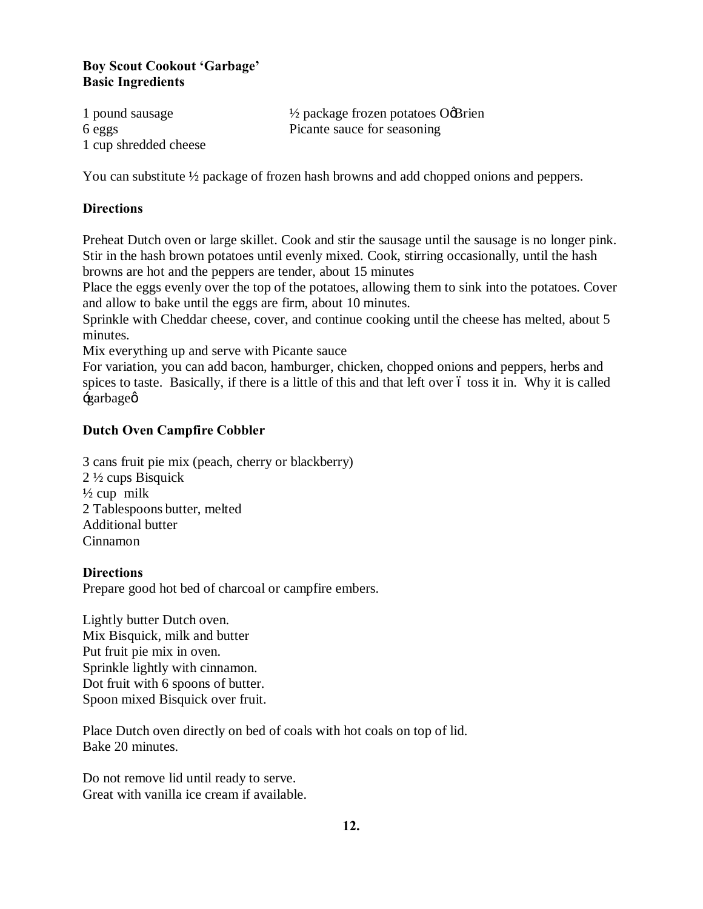**Boy Scout Cookout 'Garbage'**
**Basic Ingredients**

1 pound sausage
6 eggs
1 cup shredded cheese
½ package frozen potatoes OœBrien
Picante sauce for seasoning

You can substitute ½ package of frozen hash browns and add chopped onions and peppers.

**Directions**

Preheat Dutch oven or large skillet. Cook and stir the sausage until the sausage is no longer pink. Stir in the hash brown potatoes until evenly mixed. Cook, stirring occasionally, until the hash browns are hot and the peppers are tender, about 15 minutes

Place the eggs evenly over the top of the potatoes, allowing them to sink into the potatoes. Cover and allow to bake until the eggs are firm, about 10 minutes.

Sprinkle with Cheddar cheese, cover, and continue cooking until the cheese has melted, about 5 minutes.

Mix everything up and serve with Picante sauce

For variation, you can add bacon, hamburger, chicken, chopped onions and peppers, herbs and spices to taste. Basically, if there is a little of this and that left over ó toss it in. Why it is called ógarbageô

**Dutch Oven Campfire Cobbler**

3 cans fruit pie mix (peach, cherry or blackberry)
2 ½ cups Bisquick
½ cup milk
2 Tablespoons butter, melted
Additional butter
Cinnamon

**Directions**

Prepare good hot bed of charcoal or campfire embers.

Lightly butter Dutch oven.
Mix Bisquick, milk and butter
Put fruit pie mix in oven.
Sprinkle lightly with cinnamon.
Dot fruit with 6 spoons of butter.
Spoon mixed Bisquick over fruit.

Place Dutch oven directly on bed of coals with hot coals on top of lid.
Bake 20 minutes.

Do not remove lid until ready to serve.
Great with vanilla ice cream if available.